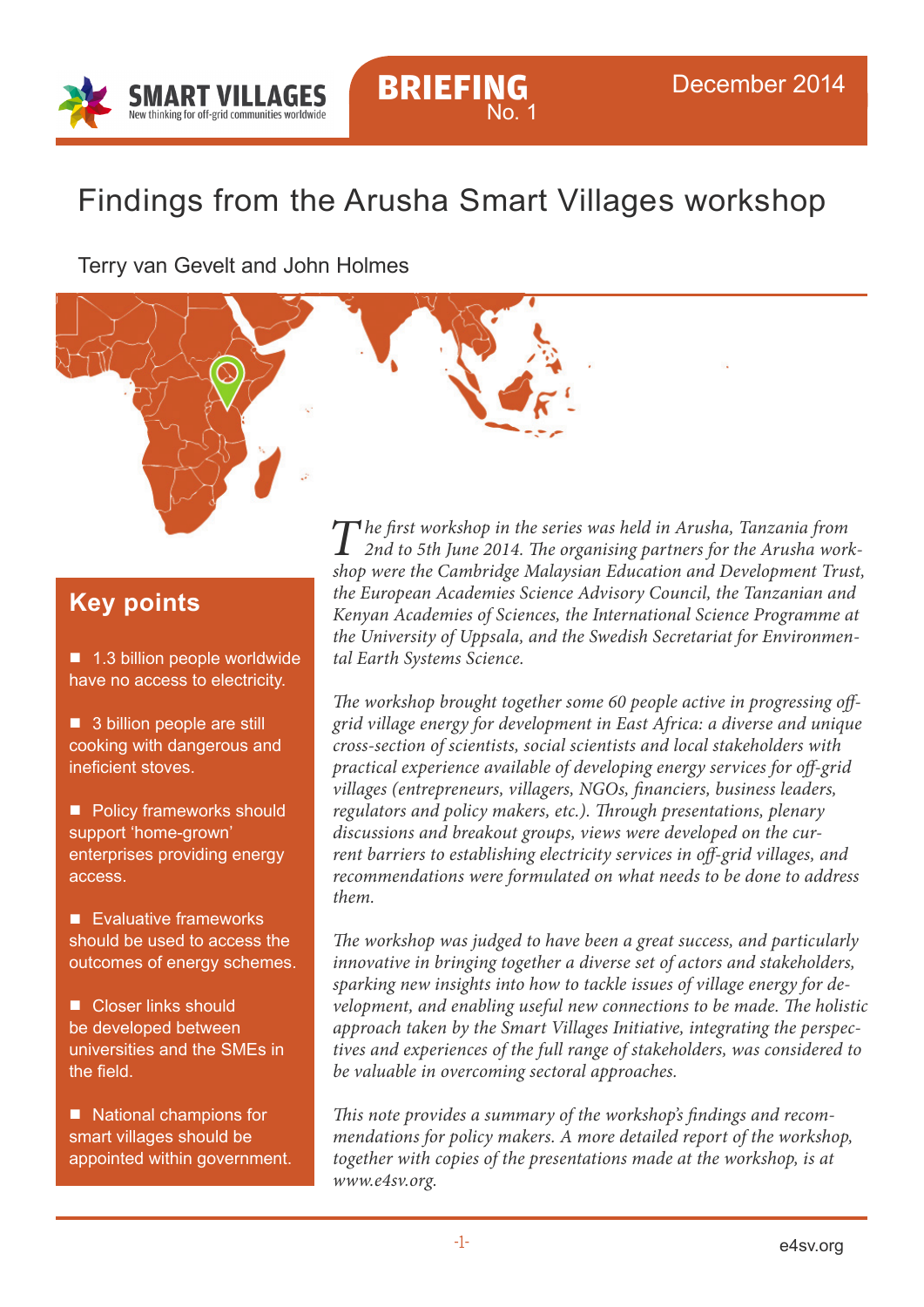SMART VILLAGES
New thinking for off-grid communities worldwide

BRIEFING
No. 1

December 2014

# Findings from the Arusha Smart Villages workshop

Terry van Gevelt and John Holmes

## Key points

- 1.3 billion people worldwide have no access to electricity.
- 3 billion people are still cooking with dangerous and ineficient stoves.
- Policy frameworks should support 'home-grown' enterprises providing energy access.
- Evaluative frameworks should be used to access the outcomes of energy schemes.
- Closer links should be developed between universities and the SMEs in the field.
- National champions for smart villages should be appointed within government.

*The first workshop in the series was held in Arusha, Tanzania from 2nd to 5th June 2014. The organising partners for the Arusha workshop were the Cambridge Malaysian Education and Development Trust, the European Academies Science Advisory Council, the Tanzanian and Kenyan Academies of Sciences, the International Science Programme at the University of Uppsala, and the Swedish Secretariat for Environmental Earth Systems Science.*

*The workshop brought together some 60 people active in progressing off-grid village energy for development in East Africa: a diverse and unique cross-section of scientists, social scientists and local stakeholders with practical experience available of developing energy services for off-grid villages (entrepreneurs, villagers, NGOs, financiers, business leaders, regulators and policy makers, etc.). Through presentations, plenary discussions and breakout groups, views were developed on the current barriers to establishing electricity services in off-grid villages, and recommendations were formulated on what needs to be done to address them.*

*The workshop was judged to have been a great success, and particularly innovative in bringing together a diverse set of actors and stakeholders, sparking new insights into how to tackle issues of village energy for development, and enabling useful new connections to be made. The holistic approach taken by the Smart Villages Initiative, integrating the perspectives and experiences of the full range of stakeholders, was considered to be valuable in overcoming sectoral approaches.*

*This note provides a summary of the workshop's findings and recommendations for policy makers. A more detailed report of the workshop, together with copies of the presentations made at the workshop, is at www.e4sv.org.*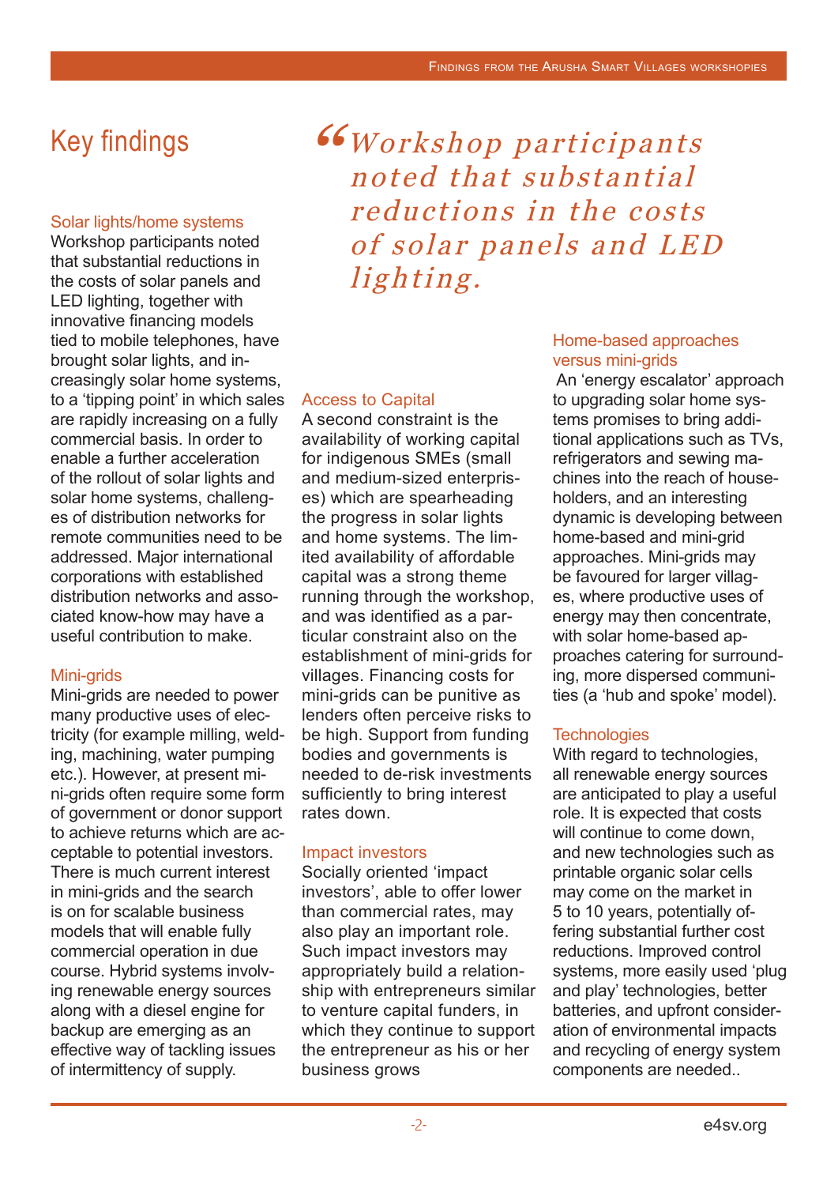# Key findings

> *"Workshop participants noted that substantial reductions in the costs of solar panels and LED lighting.*

## Solar lights/home systems

Workshop participants noted that substantial reductions in the costs of solar panels and LED lighting, together with innovative financing models tied to mobile telephones, have brought solar lights, and increasingly solar home systems, to a 'tipping point' in which sales are rapidly increasing on a fully commercial basis. In order to enable a further acceleration of the rollout of solar lights and solar home systems, challenges of distribution networks for remote communities need to be addressed. Major international corporations with established distribution networks and associated know-how may have a useful contribution to make.

## Mini-grids

Mini-grids are needed to power many productive uses of electricity (for example milling, welding, machining, water pumping etc.). However, at present mini-grids often require some form of government or donor support to achieve returns which are acceptable to potential investors. There is much current interest in mini-grids and the search is on for scalable business models that will enable fully commercial operation in due course. Hybrid systems involving renewable energy sources along with a diesel engine for backup are emerging as an effective way of tackling issues of intermittency of supply.

## Access to Capital

A second constraint is the availability of working capital for indigenous SMEs (small and medium-sized enterprises) which are spearheading the progress in solar lights and home systems. The limited availability of affordable capital was a strong theme running through the workshop, and was identified as a particular constraint also on the establishment of mini-grids for villages. Financing costs for mini-grids can be punitive as lenders often perceive risks to be high. Support from funding bodies and governments is needed to de-risk investments sufficiently to bring interest rates down.

## Impact investors

Socially oriented 'impact investors', able to offer lower than commercial rates, may also play an important role. Such impact investors may appropriately build a relationship with entrepreneurs similar to venture capital funders, in which they continue to support the entrepreneur as his or her business grows

## Home-based approaches versus mini-grids

An 'energy escalator' approach to upgrading solar home systems promises to bring additional applications such as TVs, refrigerators and sewing machines into the reach of householders, and an interesting dynamic is developing between home-based and mini-grid approaches. Mini-grids may be favoured for larger villages, where productive uses of energy may then concentrate, with solar home-based approaches catering for surrounding, more dispersed communities (a 'hub and spoke' model).

## Technologies

With regard to technologies, all renewable energy sources are anticipated to play a useful role. It is expected that costs will continue to come down, and new technologies such as printable organic solar cells may come on the market in 5 to 10 years, potentially offering substantial further cost reductions. Improved control systems, more easily used 'plug and play' technologies, better batteries, and upfront consideration of environmental impacts and recycling of energy system components are needed..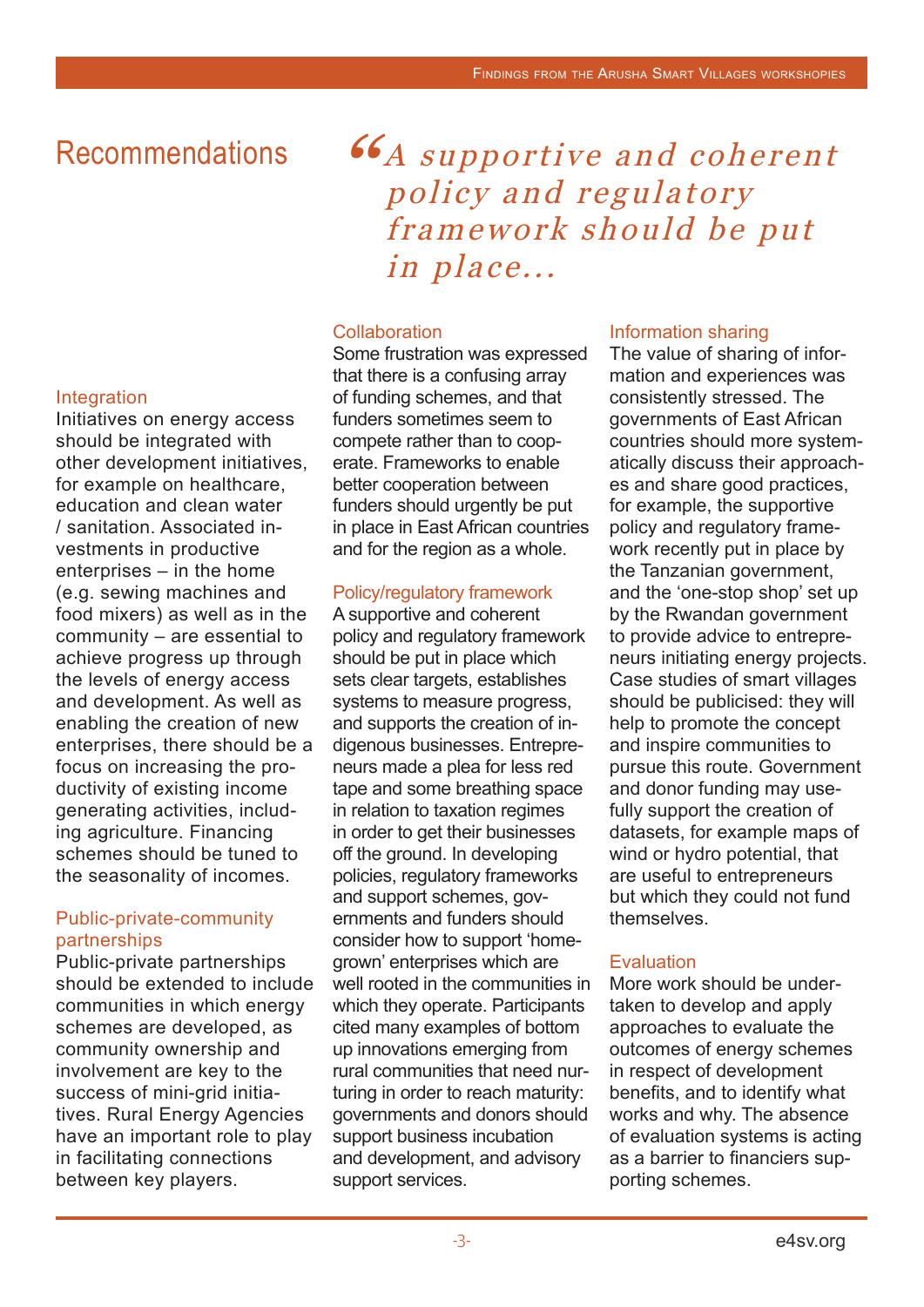# Recommendations

> *"A supportive and coherent policy and regulatory framework should be put in place...*

### Integration

Initiatives on energy access should be integrated with other development initiatives, for example on healthcare, education and clean water / sanitation. Associated investments in productive enterprises – in the home (e.g. sewing machines and food mixers) as well as in the community – are essential to achieve progress up through the levels of energy access and development. As well as enabling the creation of new enterprises, there should be a focus on increasing the productivity of existing income generating activities, including agriculture. Financing schemes should be tuned to the seasonality of incomes.

### Public-private-community partnerships

Public-private partnerships should be extended to include communities in which energy schemes are developed, as community ownership and involvement are key to the success of mini-grid initiatives. Rural Energy Agencies have an important role to play in facilitating connections between key players.

### Collaboration

Some frustration was expressed that there is a confusing array of funding schemes, and that funders sometimes seem to compete rather than to cooperate. Frameworks to enable better cooperation between funders should urgently be put in place in East African countries and for the region as a whole.

### Policy/regulatory framework

A supportive and coherent policy and regulatory framework should be put in place which sets clear targets, establishes systems to measure progress, and supports the creation of indigenous businesses. Entrepreneurs made a plea for less red tape and some breathing space in relation to taxation regimes in order to get their businesses off the ground. In developing policies, regulatory frameworks and support schemes, governments and funders should consider how to support 'home-grown' enterprises which are well rooted in the communities in which they operate. Participants cited many examples of bottom up innovations emerging from rural communities that need nurturing in order to reach maturity: governments and donors should support business incubation and development, and advisory support services.

### Information sharing

The value of sharing of information and experiences was consistently stressed. The governments of East African countries should more systematically discuss their approaches and share good practices, for example, the supportive policy and regulatory framework recently put in place by the Tanzanian government, and the 'one-stop shop' set up by the Rwandan government to provide advice to entrepreneurs initiating energy projects. Case studies of smart villages should be publicised: they will help to promote the concept and inspire communities to pursue this route. Government and donor funding may usefully support the creation of datasets, for example maps of wind or hydro potential, that are useful to entrepreneurs but which they could not fund themselves.

### Evaluation

More work should be undertaken to develop and apply approaches to evaluate the outcomes of energy schemes in respect of development benefits, and to identify what works and why. The absence of evaluation systems is acting as a barrier to financiers supporting schemes.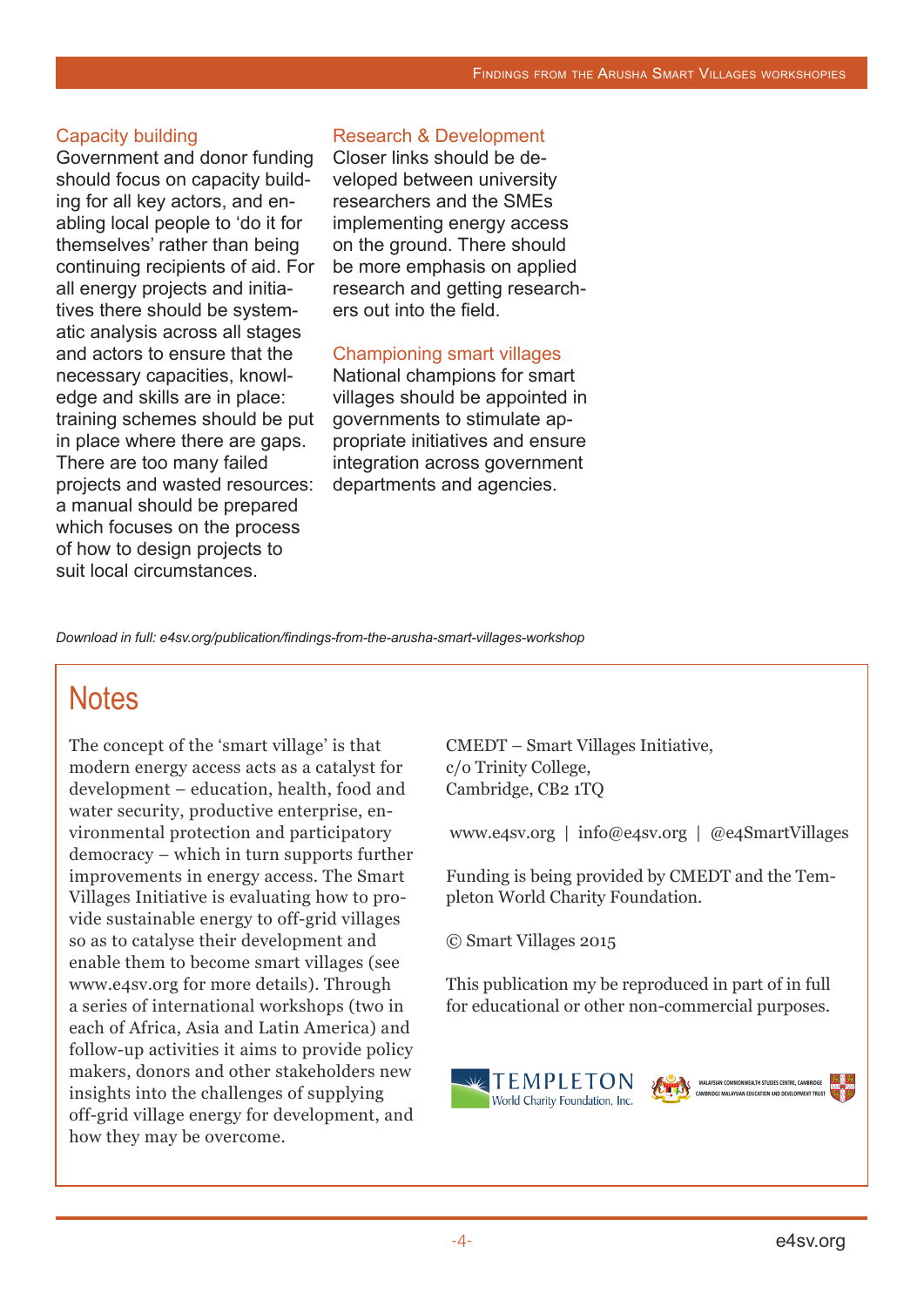### Capacity building

Government and donor funding should focus on capacity building for all key actors, and enabling local people to 'do it for themselves' rather than being continuing recipients of aid. For all energy projects and initiatives there should be systematic analysis across all stages and actors to ensure that the necessary capacities, knowledge and skills are in place: training schemes should be put in place where there are gaps. There are too many failed projects and wasted resources: a manual should be prepared which focuses on the process of how to design projects to suit local circumstances.

### Research & Development

Closer links should be developed between university researchers and the SMEs implementing energy access on the ground. There should be more emphasis on applied research and getting researchers out into the field.

### Championing smart villages

National champions for smart villages should be appointed in governments to stimulate appropriate initiatives and ensure integration across government departments and agencies.

*Download in full: e4sv.org/publication/findings-from-the-arusha-smart-villages-workshop*

## Notes

The concept of the 'smart village' is that modern energy access acts as a catalyst for development – education, health, food and water security, productive enterprise, environmental protection and participatory democracy – which in turn supports further improvements in energy access. The Smart Villages Initiative is evaluating how to provide sustainable energy to off-grid villages so as to catalyse their development and enable them to become smart villages (see www.e4sv.org for more details). Through a series of international workshops (two in each of Africa, Asia and Latin America) and follow-up activities it aims to provide policy makers, donors and other stakeholders new insights into the challenges of supplying off-grid village energy for development, and how they may be overcome.

CMEDT – Smart Villages Initiative,
c/o Trinity College,
Cambridge, CB2 1TQ

www.e4sv.org | info@e4sv.org | @e4SmartVillages

Funding is being provided by CMEDT and the Templeton World Charity Foundation.

© Smart Villages 2015

This publication my be reproduced in part of in full for educational or other non-commercial purposes.

TEMPLETON World Charity Foundation, Inc.

MALAYSIAN COMMONWEALTH STUDIES CENTRE, CAMBRIDGE
CAMBRIDGE MALAYSIAN EDUCATION AND DEVELOPMENT TRUST